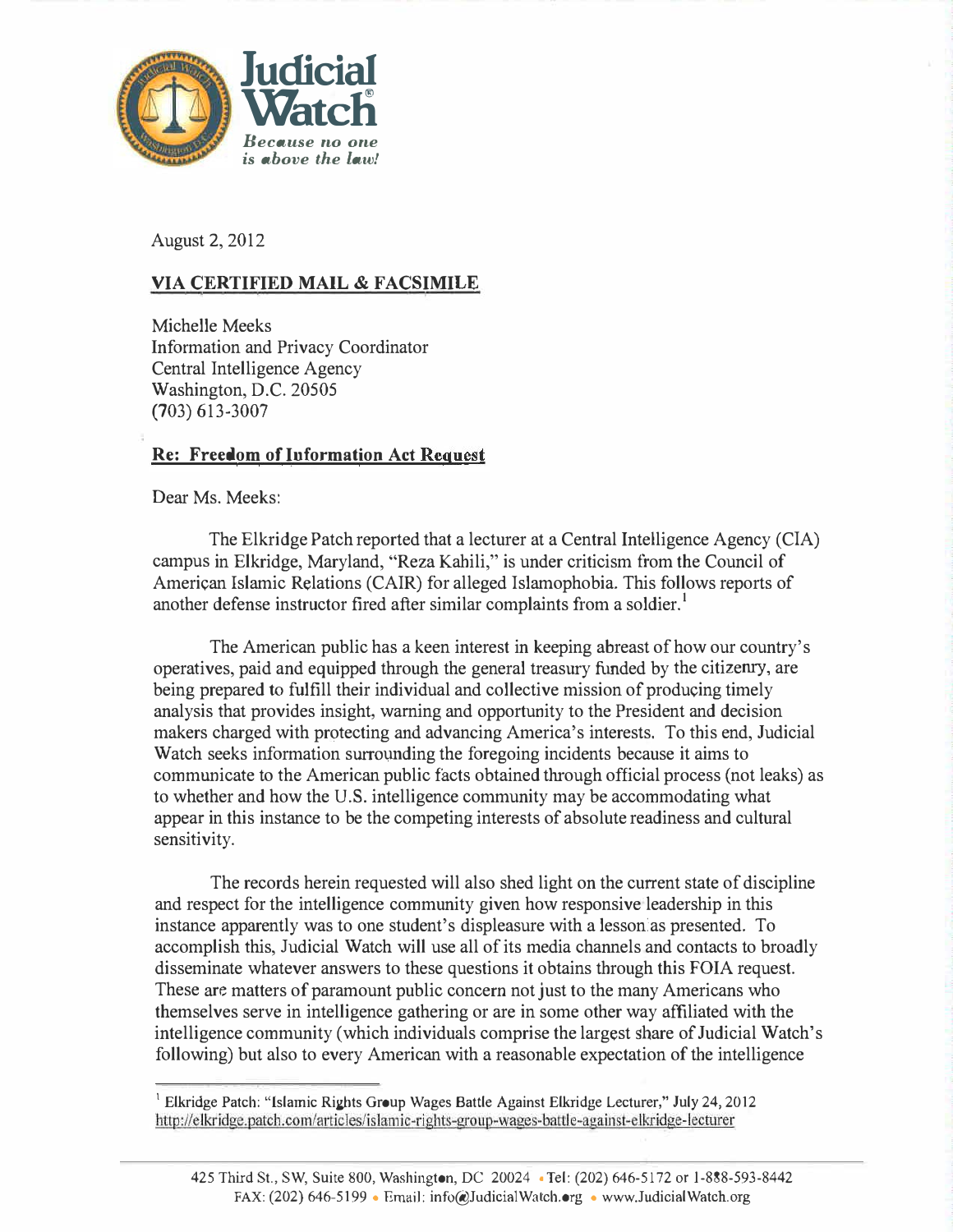**Judicial Watch®**

*Because no one is above the law!*

August 2, 2012

**VIA CERTIFIED MAIL & FACSIMILE**

Michelle Meeks
Information and Privacy Coordinator
Central Intelligence Agency
Washington, D.C. 20505
(703) 613-3007

**Re: Freedom of Information Act Request**

Dear Ms. Meeks:

The Elkridge Patch reported that a lecturer at a Central Intelligence Agency (CIA) campus in Elkridge, Maryland, "Reza Kahili," is under criticism from the Council of American Islamic Relations (CAIR) for alleged Islamophobia. This follows reports of another defense instructor fired after similar complaints from a soldier.[1]

The American public has a keen interest in keeping abreast of how our country's operatives, paid and equipped through the general treasury funded by the citizenry, are being prepared to fulfill their individual and collective mission of producing timely analysis that provides insight, warning and opportunity to the President and decision makers charged with protecting and advancing America's interests. To this end, Judicial Watch seeks information surrounding the foregoing incidents because it aims to communicate to the American public facts obtained through official process (not leaks) as to whether and how the U.S. intelligence community may be accommodating what appear in this instance to be the competing interests of absolute readiness and cultural sensitivity.

The records herein requested will also shed light on the current state of discipline and respect for the intelligence community given how responsive leadership in this instance apparently was to one student's displeasure with a lesson as presented. To accomplish this, Judicial Watch will use all of its media channels and contacts to broadly disseminate whatever answers to these questions it obtains through this FOIA request. These are matters of paramount public concern not just to the many Americans who themselves serve in intelligence gathering or are in some other way affiliated with the intelligence community (which individuals comprise the largest share of Judicial Watch's following) but also to every American with a reasonable expectation of the intelligence

---

[1] Elkridge Patch: "Islamic Rights Group Wages Battle Against Elkridge Lecturer," July 24, 2012 http://elkridge.patch.com/articles/islamic-rights-group-wages-battle-against-elkridge-lecturer

425 Third St., SW, Suite 800, Washington, DC 20024 • Tel: (202) 646-5172 or 1-888-593-8442
FAX: (202) 646-5199 • Email: info@JudicialWatch.org • www.JudicialWatch.org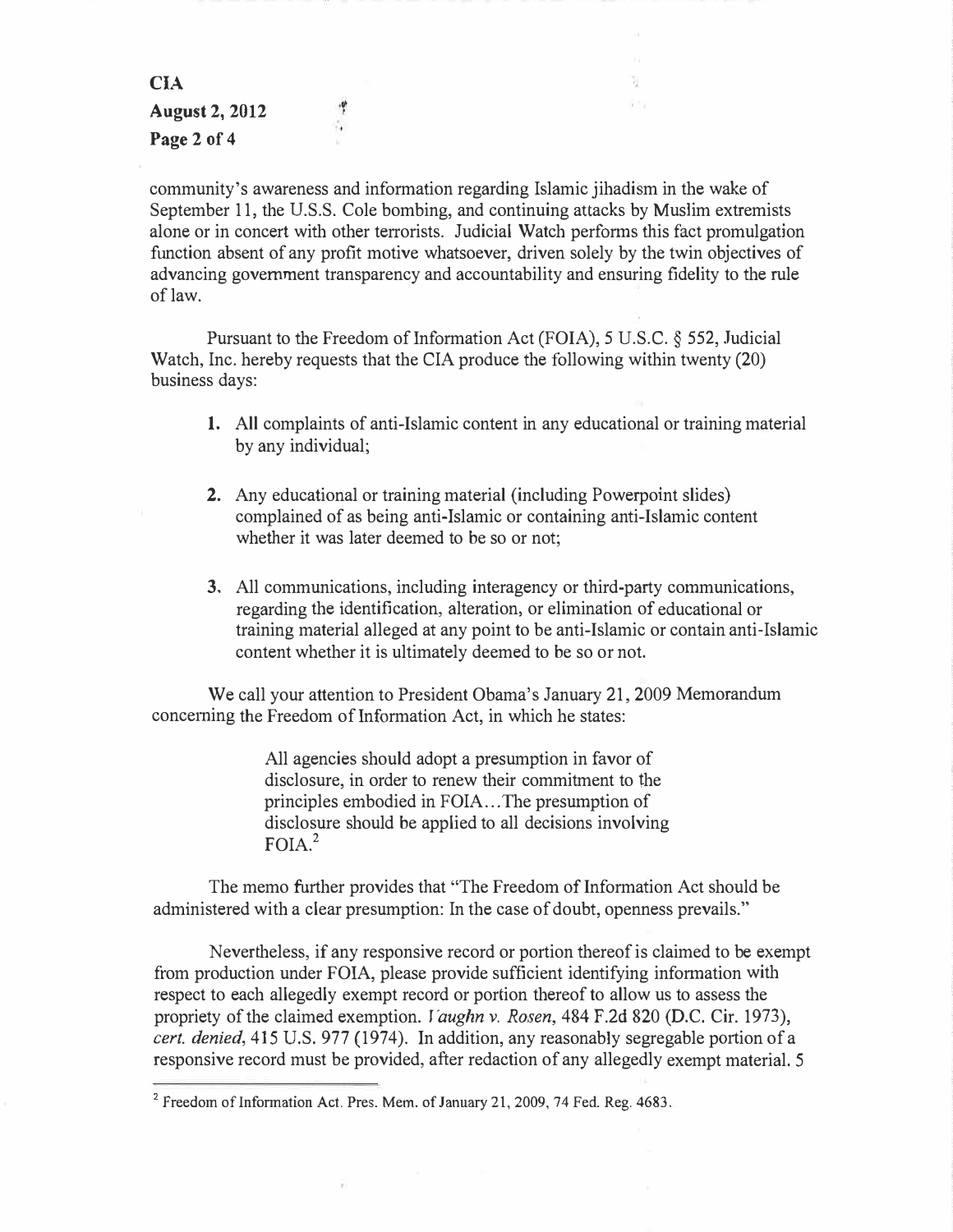community's awareness and information regarding Islamic jihadism in the wake of September 11, the U.S.S. Cole bombing, and continuing attacks by Muslim extremists alone or in concert with other terrorists. Judicial Watch performs this fact promulgation function absent of any profit motive whatsoever, driven solely by the twin objectives of advancing government transparency and accountability and ensuring fidelity to the rule of law.

Pursuant to the Freedom of Information Act (FOIA), 5 U.S.C. § 552, Judicial Watch, Inc. hereby requests that the CIA produce the following within twenty (20) business days:

1. All complaints of anti-Islamic content in any educational or training material by any individual;

2. Any educational or training material (including Powerpoint slides) complained of as being anti-Islamic or containing anti-Islamic content whether it was later deemed to be so or not;

3. All communications, including interagency or third-party communications, regarding the identification, alteration, or elimination of educational or training material alleged at any point to be anti-Islamic or contain anti-Islamic content whether it is ultimately deemed to be so or not.

We call your attention to President Obama's January 21, 2009 Memorandum concerning the Freedom of Information Act, in which he states:

> All agencies should adopt a presumption in favor of disclosure, in order to renew their commitment to the principles embodied in FOIA...The presumption of disclosure should be applied to all decisions involving FOIA.[2]

The memo further provides that "The Freedom of Information Act should be administered with a clear presumption: In the case of doubt, openness prevails."

Nevertheless, if any responsive record or portion thereof is claimed to be exempt from production under FOIA, please provide sufficient identifying information with respect to each allegedly exempt record or portion thereof to allow us to assess the propriety of the claimed exemption. *Vaughn v. Rosen*, 484 F.2d 820 (D.C. Cir. 1973), *cert. denied*, 415 U.S. 977 (1974). In addition, any reasonably segregable portion of a responsive record must be provided, after redaction of any allegedly exempt material. 5

[2] Freedom of Information Act. Pres. Mem. of January 21, 2009, 74 Fed. Reg. 4683.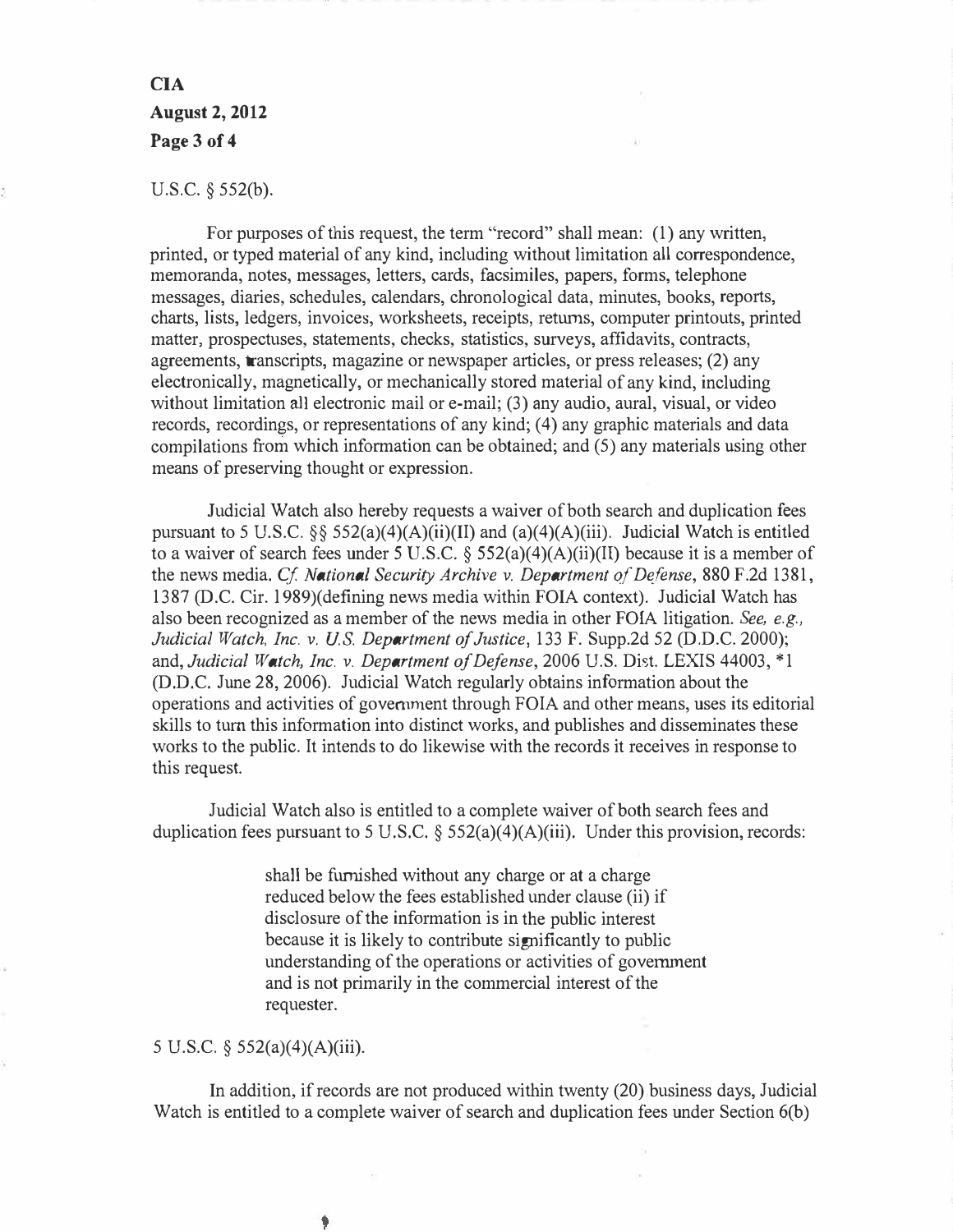U.S.C. § 552(b).

For purposes of this request, the term "record" shall mean: (1) any written, printed, or typed material of any kind, including without limitation all correspondence, memoranda, notes, messages, letters, cards, facsimiles, papers, forms, telephone messages, diaries, schedules, calendars, chronological data, minutes, books, reports, charts, lists, ledgers, invoices, worksheets, receipts, returns, computer printouts, printed matter, prospectuses, statements, checks, statistics, surveys, affidavits, contracts, agreements, transcripts, magazine or newspaper articles, or press releases; (2) any electronically, magnetically, or mechanically stored material of any kind, including without limitation all electronic mail or e-mail; (3) any audio, aural, visual, or video records, recordings, or representations of any kind; (4) any graphic materials and data compilations from which information can be obtained; and (5) any materials using other means of preserving thought or expression.

Judicial Watch also hereby requests a waiver of both search and duplication fees pursuant to 5 U.S.C. §§ 552(a)(4)(A)(ii)(II) and (a)(4)(A)(iii). Judicial Watch is entitled to a waiver of search fees under 5 U.S.C. § 552(a)(4)(A)(ii)(II) because it is a member of the news media. *Cf. National Security Archive v. Department of Defense*, 880 F.2d 1381, 1387 (D.C. Cir. 1989)(defining news media within FOIA context). Judicial Watch has also been recognized as a member of the news media in other FOIA litigation. *See, e.g., Judicial Watch, Inc. v. U.S. Department of Justice*, 133 F. Supp.2d 52 (D.D.C. 2000); and, *Judicial Watch, Inc. v. Department of Defense*, 2006 U.S. Dist. LEXIS 44003, *1 (D.D.C. June 28, 2006). Judicial Watch regularly obtains information about the operations and activities of government through FOIA and other means, uses its editorial skills to turn this information into distinct works, and publishes and disseminates these works to the public. It intends to do likewise with the records it receives in response to this request.

Judicial Watch also is entitled to a complete waiver of both search fees and duplication fees pursuant to 5 U.S.C. § 552(a)(4)(A)(iii). Under this provision, records:

> shall be furnished without any charge or at a charge reduced below the fees established under clause (ii) if disclosure of the information is in the public interest because it is likely to contribute significantly to public understanding of the operations or activities of government and is not primarily in the commercial interest of the requester.

5 U.S.C. § 552(a)(4)(A)(iii).

In addition, if records are not produced within twenty (20) business days, Judicial Watch is entitled to a complete waiver of search and duplication fees under Section 6(b)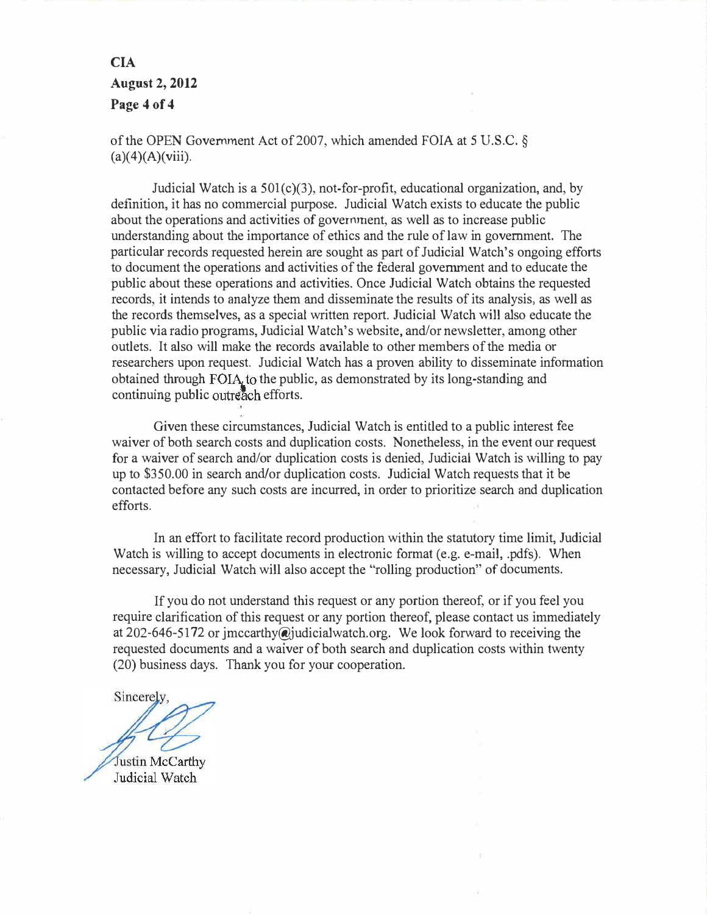of the OPEN Government Act of 2007, which amended FOIA at 5 U.S.C. § (a)(4)(A)(viii).

Judicial Watch is a 501(c)(3), not-for-profit, educational organization, and, by definition, it has no commercial purpose. Judicial Watch exists to educate the public about the operations and activities of government, as well as to increase public understanding about the importance of ethics and the rule of law in government. The particular records requested herein are sought as part of Judicial Watch's ongoing efforts to document the operations and activities of the federal government and to educate the public about these operations and activities. Once Judicial Watch obtains the requested records, it intends to analyze them and disseminate the results of its analysis, as well as the records themselves, as a special written report. Judicial Watch will also educate the public via radio programs, Judicial Watch's website, and/or newsletter, among other outlets. It also will make the records available to other members of the media or researchers upon request. Judicial Watch has a proven ability to disseminate information obtained through FOIA to the public, as demonstrated by its long-standing and continuing public outreach efforts.

Given these circumstances, Judicial Watch is entitled to a public interest fee waiver of both search costs and duplication costs. Nonetheless, in the event our request for a waiver of search and/or duplication costs is denied, Judicial Watch is willing to pay up to $350.00 in search and/or duplication costs. Judicial Watch requests that it be contacted before any such costs are incurred, in order to prioritize search and duplication efforts.

In an effort to facilitate record production within the statutory time limit, Judicial Watch is willing to accept documents in electronic format (e.g. e-mail, .pdfs). When necessary, Judicial Watch will also accept the "rolling production" of documents.

If you do not understand this request or any portion thereof, or if you feel you require clarification of this request or any portion thereof, please contact us immediately at 202-646-5172 or jmccarthy@judicialwatch.org. We look forward to receiving the requested documents and a waiver of both search and duplication costs within twenty (20) business days. Thank you for your cooperation.

Sincerely,

Justin McCarthy
Judicial Watch